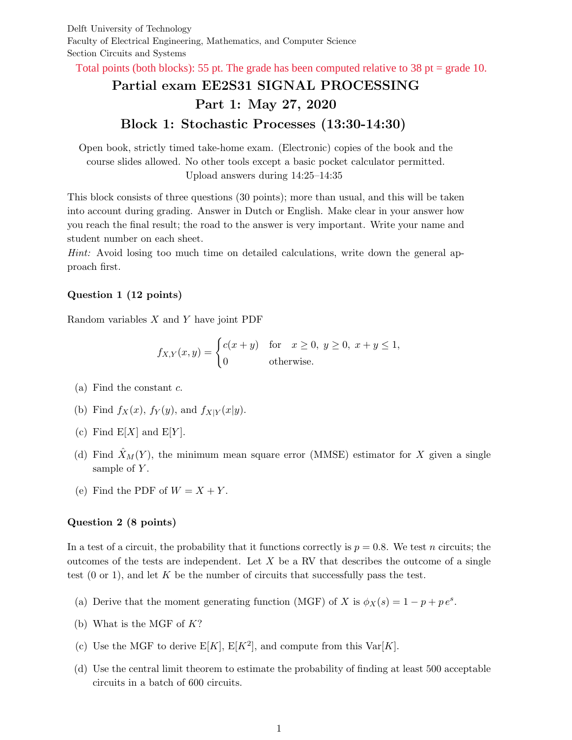Delft University of Technology
Faculty of Electrical Engineering, Mathematics, and Computer Science
Section Circuits and Systems

Total points (both blocks): 55 pt. The grade has been computed relative to 38 pt = grade 10.

# Partial exam EE2S31 SIGNAL PROCESSING

## Part 1: May 27, 2020

## Block 1: Stochastic Processes (13:30-14:30)

Open book, strictly timed take-home exam. (Electronic) copies of the book and the course slides allowed. No other tools except a basic pocket calculator permitted. Upload answers during 14:25–14:35

This block consists of three questions (30 points); more than usual, and this will be taken into account during grading. Answer in Dutch or English. Make clear in your answer how you reach the final result; the road to the answer is very important. Write your name and student number on each sheet.

*Hint:* Avoid losing too much time on detailed calculations, write down the general approach first.

### Question 1 (12 points)

Random variables $X$ and $Y$ have joint PDF

$$f_{X,Y}(x,y) = \begin{cases} c(x+y) & \text{for} \quad x \geq 0,\ y \geq 0,\ x+y \leq 1, \\ 0 & \text{otherwise.} \end{cases}$$

(a) Find the constant $c$.

(b) Find $f_X(x)$, $f_Y(y)$, and $f_{X|Y}(x|y)$.

(c) Find $\mathrm{E}[X]$ and $\mathrm{E}[Y]$.

(d) Find $\hat{X}_M(Y)$, the minimum mean square error (MMSE) estimator for $X$ given a single sample of $Y$.

(e) Find the PDF of $W = X + Y$.

### Question 2 (8 points)

In a test of a circuit, the probability that it functions correctly is $p = 0.8$. We test $n$ circuits; the outcomes of the tests are independent. Let $X$ be a RV that describes the outcome of a single test (0 or 1), and let $K$ be the number of circuits that successfully pass the test.

(a) Derive that the moment generating function (MGF) of $X$ is $\phi_X(s) = 1 - p + p\,e^s$.

(b) What is the MGF of $K$?

(c) Use the MGF to derive $\mathrm{E}[K]$, $\mathrm{E}[K^2]$, and compute from this $\mathrm{Var}[K]$.

(d) Use the central limit theorem to estimate the probability of finding at least 500 acceptable circuits in a batch of 600 circuits.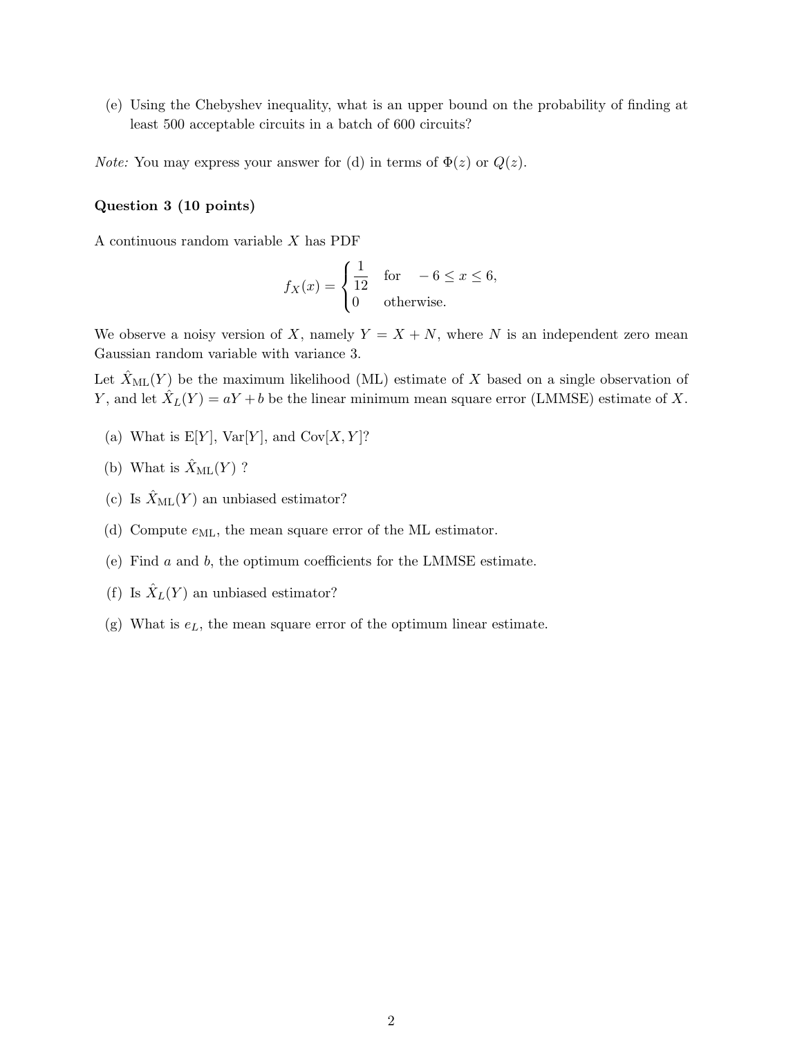(e) Using the Chebyshev inequality, what is an upper bound on the probability of finding at least 500 acceptable circuits in a batch of 600 circuits?

*Note:* You may express your answer for (d) in terms of $\Phi(z)$ or $Q(z)$.

### Question 3 (10 points)

A continuous random variable $X$ has PDF

$$f_X(x) = \begin{cases} \dfrac{1}{12} & \text{for} \quad -6 \leq x \leq 6, \\ 0 & \text{otherwise.} \end{cases}$$

We observe a noisy version of $X$, namely $Y = X + N$, where $N$ is an independent zero mean Gaussian random variable with variance 3.

Let $\hat{X}_{\mathrm{ML}}(Y)$ be the maximum likelihood (ML) estimate of $X$ based on a single observation of $Y$, and let $\hat{X}_L(Y) = aY + b$ be the linear minimum mean square error (LMMSE) estimate of $X$.

(a) What is $\mathrm{E}[Y]$, $\mathrm{Var}[Y]$, and $\mathrm{Cov}[X, Y]$?

(b) What is $\hat{X}_{\mathrm{ML}}(Y)$ ?

(c) Is $\hat{X}_{\mathrm{ML}}(Y)$ an unbiased estimator?

(d) Compute $e_{\mathrm{ML}}$, the mean square error of the ML estimator.

(e) Find $a$ and $b$, the optimum coefficients for the LMMSE estimate.

(f) Is $\hat{X}_L(Y)$ an unbiased estimator?

(g) What is $e_L$, the mean square error of the optimum linear estimate.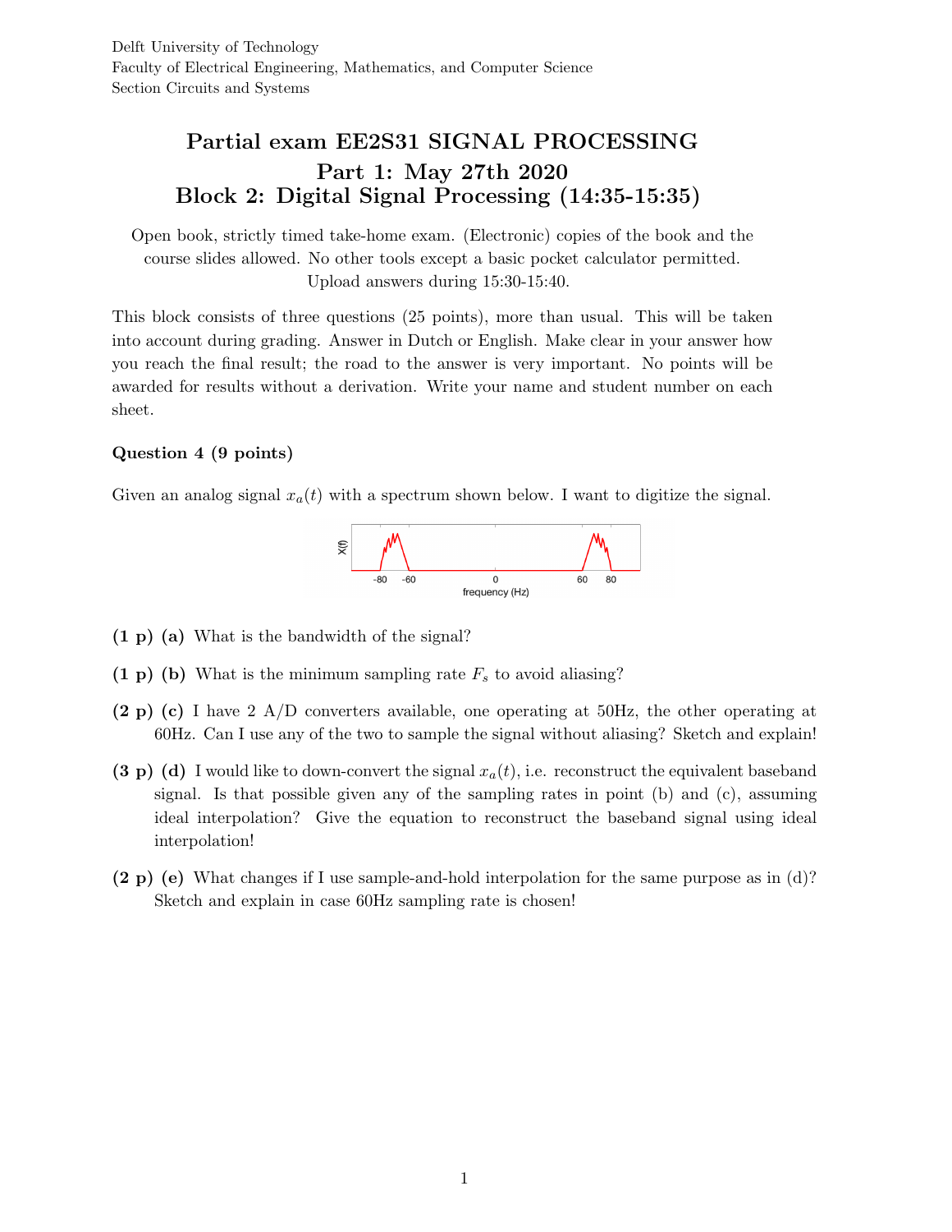Delft University of Technology
Faculty of Electrical Engineering, Mathematics, and Computer Science
Section Circuits and Systems

# Partial exam EE2S31 SIGNAL PROCESSING
## Part 1: May 27th 2020
## Block 2: Digital Signal Processing (14:35-15:35)

Open book, strictly timed take-home exam. (Electronic) copies of the book and the course slides allowed. No other tools except a basic pocket calculator permitted. Upload answers during 15:30-15:40.

This block consists of three questions (25 points), more than usual. This will be taken into account during grading. Answer in Dutch or English. Make clear in your answer how you reach the final result; the road to the answer is very important. No points will be awarded for results without a derivation. Write your name and student number on each sheet.

**Question 4 (9 points)**

Given an analog signal $x_a(t)$ with a spectrum shown below. I want to digitize the signal.

**(1 p) (a)** What is the bandwidth of the signal?

**(1 p) (b)** What is the minimum sampling rate $F_s$ to avoid aliasing?

**(2 p) (c)** I have 2 A/D converters available, one operating at 50Hz, the other operating at 60Hz. Can I use any of the two to sample the signal without aliasing? Sketch and explain!

**(3 p) (d)** I would like to down-convert the signal $x_a(t)$, i.e. reconstruct the equivalent baseband signal. Is that possible given any of the sampling rates in point (b) and (c), assuming ideal interpolation? Give the equation to reconstruct the baseband signal using ideal interpolation!

**(2 p) (e)** What changes if I use sample-and-hold interpolation for the same purpose as in (d)? Sketch and explain in case 60Hz sampling rate is chosen!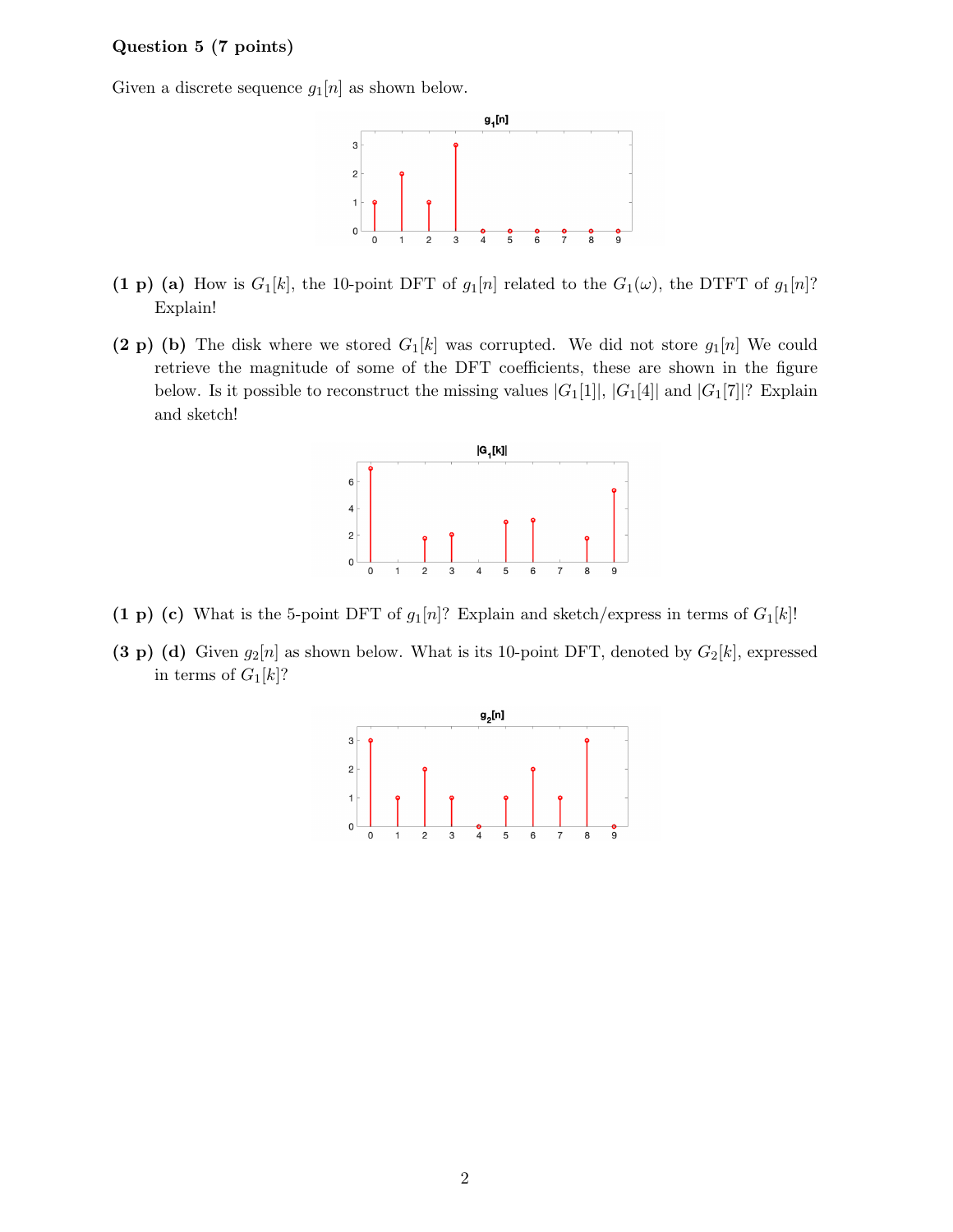**Question 5 (7 points)**

Given a discrete sequence $g_1[n]$ as shown below.

**(1 p) (a)** How is $G_1[k]$, the 10-point DFT of $g_1[n]$ related to the $G_1(\omega)$, the DTFT of $g_1[n]$? Explain!

**(2 p) (b)** The disk where we stored $G_1[k]$ was corrupted. We did not store $g_1[n]$ We could retrieve the magnitude of some of the DFT coefficients, these are shown in the figure below. Is it possible to reconstruct the missing values $|G_1[1]|$, $|G_1[4]|$ and $|G_1[7]|$? Explain and sketch!

**(1 p) (c)** What is the 5-point DFT of $g_1[n]$? Explain and sketch/express in terms of $G_1[k]$!

**(3 p) (d)** Given $g_2[n]$ as shown below. What is its 10-point DFT, denoted by $G_2[k]$, expressed in terms of $G_1[k]$?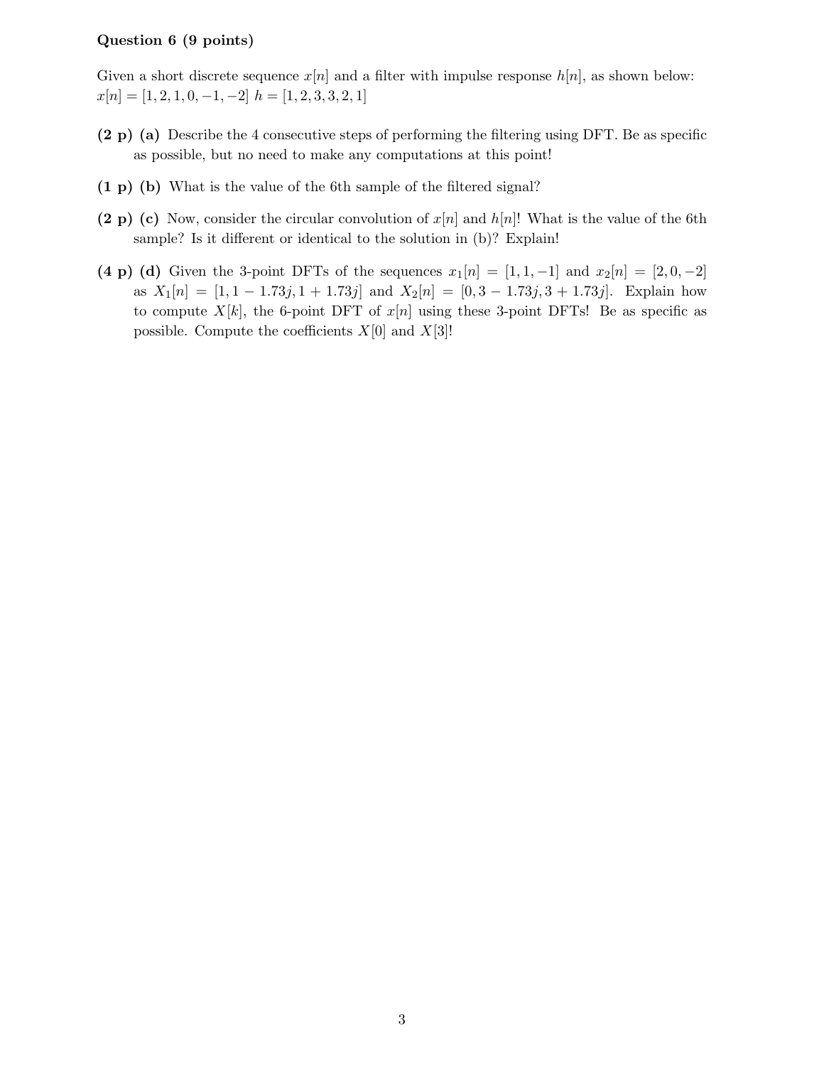## Question 6 (9 points)

Given a short discrete sequence $x[n]$ and a filter with impulse response $h[n]$, as shown below:
$x[n] = [1, 2, 1, 0, -1, -2]$ $h = [1, 2, 3, 3, 2, 1]$

**(2 p) (a)** Describe the 4 consecutive steps of performing the filtering using DFT. Be as specific as possible, but no need to make any computations at this point!

**(1 p) (b)** What is the value of the 6th sample of the filtered signal?

**(2 p) (c)** Now, consider the circular convolution of $x[n]$ and $h[n]$! What is the value of the 6th sample? Is it different or identical to the solution in (b)? Explain!

**(4 p) (d)** Given the 3-point DFTs of the sequences $x_1[n] = [1, 1, -1]$ and $x_2[n] = [2, 0, -2]$ as $X_1[n] = [1, 1 - 1.73j, 1 + 1.73j]$ and $X_2[n] = [0, 3 - 1.73j, 3 + 1.73j]$. Explain how to compute $X[k]$, the 6-point DFT of $x[n]$ using these 3-point DFTs! Be as specific as possible. Compute the coefficients $X[0]$ and $X[3]$!